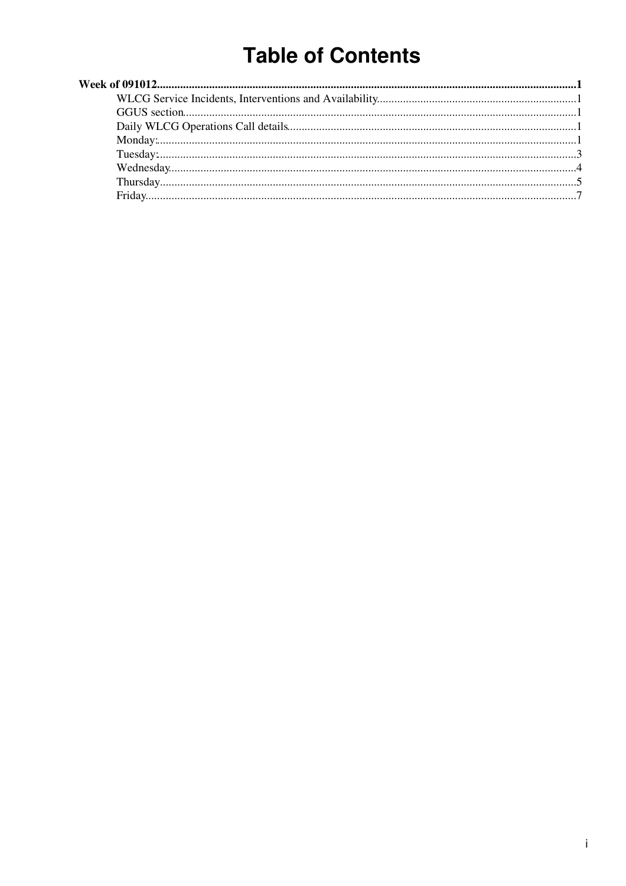# Table of Contents

**Week of 091012**......................................................................................................................................................**1**

- WLCG Service Incidents, Interventions and Availability.....................................................................1
- GGUS section..........................................................................................................................................1
- Daily WLCG Operations Call details......................................................................................................1
- Monday:...................................................................................................................................................1
- Tuesday:...................................................................................................................................................3
- Wednesday...............................................................................................................................................4
- Thursday..................................................................................................................................................5
- Friday.......................................................................................................................................................7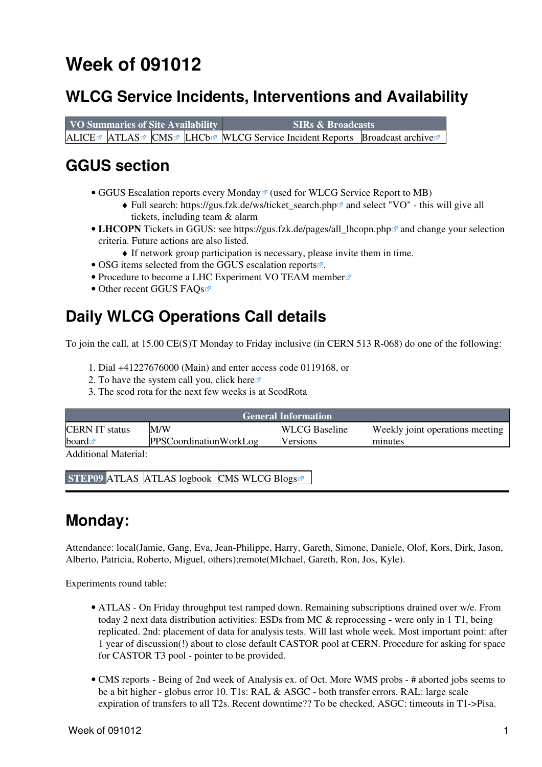# Week of 091012

## WLCG Service Incidents, Interventions and Availability

| VO Summaries of Site Availability | | | | SIRs & Broadcasts | |
|---|---|---|---|---|---|
| ALICE | ATLAS | CMS | LHCb | WLCG Service Incident Reports | Broadcast archive |

## GGUS section

- GGUS Escalation reports every Monday (used for WLCG Service Report to MB)
    - Full search: https://gus.fzk.de/ws/ticket_search.php and select "VO" - this will give all tickets, including team & alarm
- **LHCOPN** Tickets in GGUS: see https://gus.fzk.de/pages/all_lhcopn.php and change your selection criteria. Future actions are also listed.
    - If network group participation is necessary, please invite them in time.
- OSG items selected from the GGUS escalation reports.
- Procedure to become a LHC Experiment VO TEAM member
- Other recent GGUS FAQs

## Daily WLCG Operations Call details

To join the call, at 15.00 CE(S)T Monday to Friday inclusive (in CERN 513 R-068) do one of the following:

1. Dial +41227676000 (Main) and enter access code 0119168, or
2. To have the system call you, click here
3. The scod rota for the next few weeks is at ScodRota

| General Information | | | |
|---|---|---|---|
| CERN IT status board | M/W PPSCoordinationWorkLog | WLCG Baseline Versions | Weekly joint operations meeting minutes |

Additional Material:

| STEP09 | ATLAS | ATLAS logbook | CMS WLCG Blogs |
|---|---|---|---|

---

## Monday:

Attendance: local(Jamie, Gang, Eva, Jean-Philippe, Harry, Gareth, Simone, Daniele, Olof, Kors, Dirk, Jason, Alberto, Patricia, Roberto, Miguel, others);remote(MIchael, Gareth, Ron, Jos, Kyle).

Experiments round table:

- ATLAS - On Friday throughput test ramped down. Remaining subscriptions drained over w/e. From today 2 next data distribution activities: ESDs from MC & reprocessing - were only in 1 T1, being replicated. 2nd: placement of data for analysis tests. Will last whole week. Most important point: after 1 year of discussion(!) about to close default CASTOR pool at CERN. Procedure for asking for space for CASTOR T3 pool - pointer to be provided.

- CMS reports - Being of 2nd week of Analysis ex. of Oct. More WMS probs - # aborted jobs seems to be a bit higher - globus error 10. T1s: RAL & ASGC - both transfer errors. RAL: large scale expiration of transfers to all T2s. Recent downtime?? To be checked. ASGC: timeouts in T1->Pisa.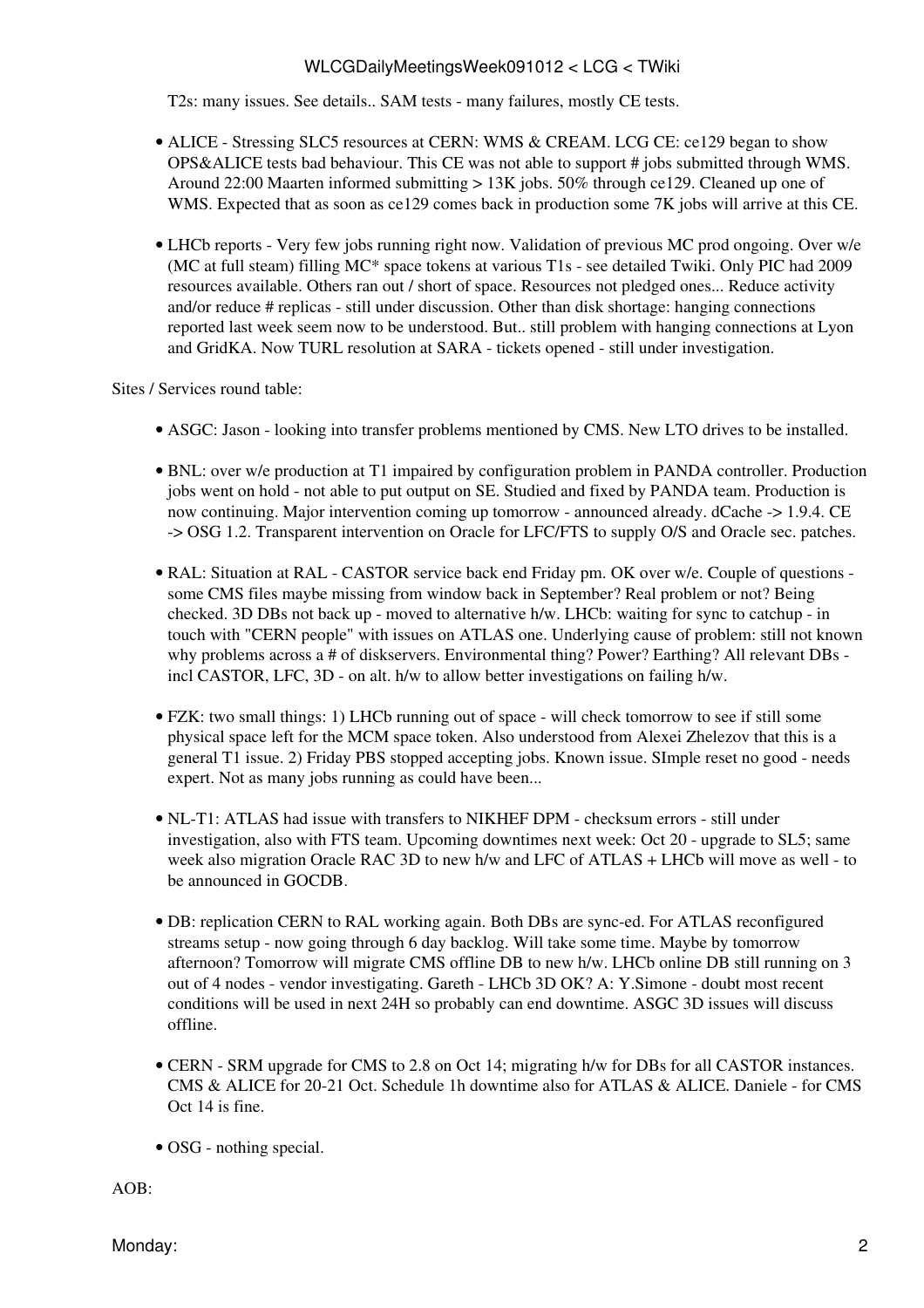T2s: many issues. See details.. SAM tests - many failures, mostly CE tests.

- ALICE - Stressing SLC5 resources at CERN: WMS & CREAM. LCG CE: ce129 began to show OPS&ALICE tests bad behaviour. This CE was not able to support # jobs submitted through WMS. Around 22:00 Maarten informed submitting > 13K jobs. 50% through ce129. Cleaned up one of WMS. Expected that as soon as ce129 comes back in production some 7K jobs will arrive at this CE.

- LHCb reports - Very few jobs running right now. Validation of previous MC prod ongoing. Over w/e (MC at full steam) filling MC* space tokens at various T1s - see detailed Twiki. Only PIC had 2009 resources available. Others ran out / short of space. Resources not pledged ones... Reduce activity and/or reduce # replicas - still under discussion. Other than disk shortage: hanging connections reported last week seem now to be understood. But.. still problem with hanging connections at Lyon and GridKA. Now TURL resolution at SARA - tickets opened - still under investigation.

Sites / Services round table:

- ASGC: Jason - looking into transfer problems mentioned by CMS. New LTO drives to be installed.

- BNL: over w/e production at T1 impaired by configuration problem in PANDA controller. Production jobs went on hold - not able to put output on SE. Studied and fixed by PANDA team. Production is now continuing. Major intervention coming up tomorrow - announced already. dCache -> 1.9.4. CE -> OSG 1.2. Transparent intervention on Oracle for LFC/FTS to supply O/S and Oracle sec. patches.

- RAL: Situation at RAL - CASTOR service back end Friday pm. OK over w/e. Couple of questions - some CMS files maybe missing from window back in September? Real problem or not? Being checked. 3D DBs not back up - moved to alternative h/w. LHCb: waiting for sync to catchup - in touch with "CERN people" with issues on ATLAS one. Underlying cause of problem: still not known why problems across a # of diskservers. Environmental thing? Power? Earthing? All relevant DBs - incl CASTOR, LFC, 3D - on alt. h/w to allow better investigations on failing h/w.

- FZK: two small things: 1) LHCb running out of space - will check tomorrow to see if still some physical space left for the MCM space token. Also understood from Alexei Zhelezov that this is a general T1 issue. 2) Friday PBS stopped accepting jobs. Known issue. SImple reset no good - needs expert. Not as many jobs running as could have been...

- NL-T1: ATLAS had issue with transfers to NIKHEF DPM - checksum errors - still under investigation, also with FTS team. Upcoming downtimes next week: Oct 20 - upgrade to SL5; same week also migration Oracle RAC 3D to new h/w and LFC of ATLAS + LHCb will move as well - to be announced in GOCDB.

- DB: replication CERN to RAL working again. Both DBs are sync-ed. For ATLAS reconfigured streams setup - now going through 6 day backlog. Will take some time. Maybe by tomorrow afternoon? Tomorrow will migrate CMS offline DB to new h/w. LHCb online DB still running on 3 out of 4 nodes - vendor investigating. Gareth - LHCb 3D OK? A: Y.Simone - doubt most recent conditions will be used in next 24H so probably can end downtime. ASGC 3D issues will discuss offline.

- CERN - SRM upgrade for CMS to 2.8 on Oct 14; migrating h/w for DBs for all CASTOR instances. CMS & ALICE for 20-21 Oct. Schedule 1h downtime also for ATLAS & ALICE. Daniele - for CMS Oct 14 is fine.

- OSG - nothing special.

AOB: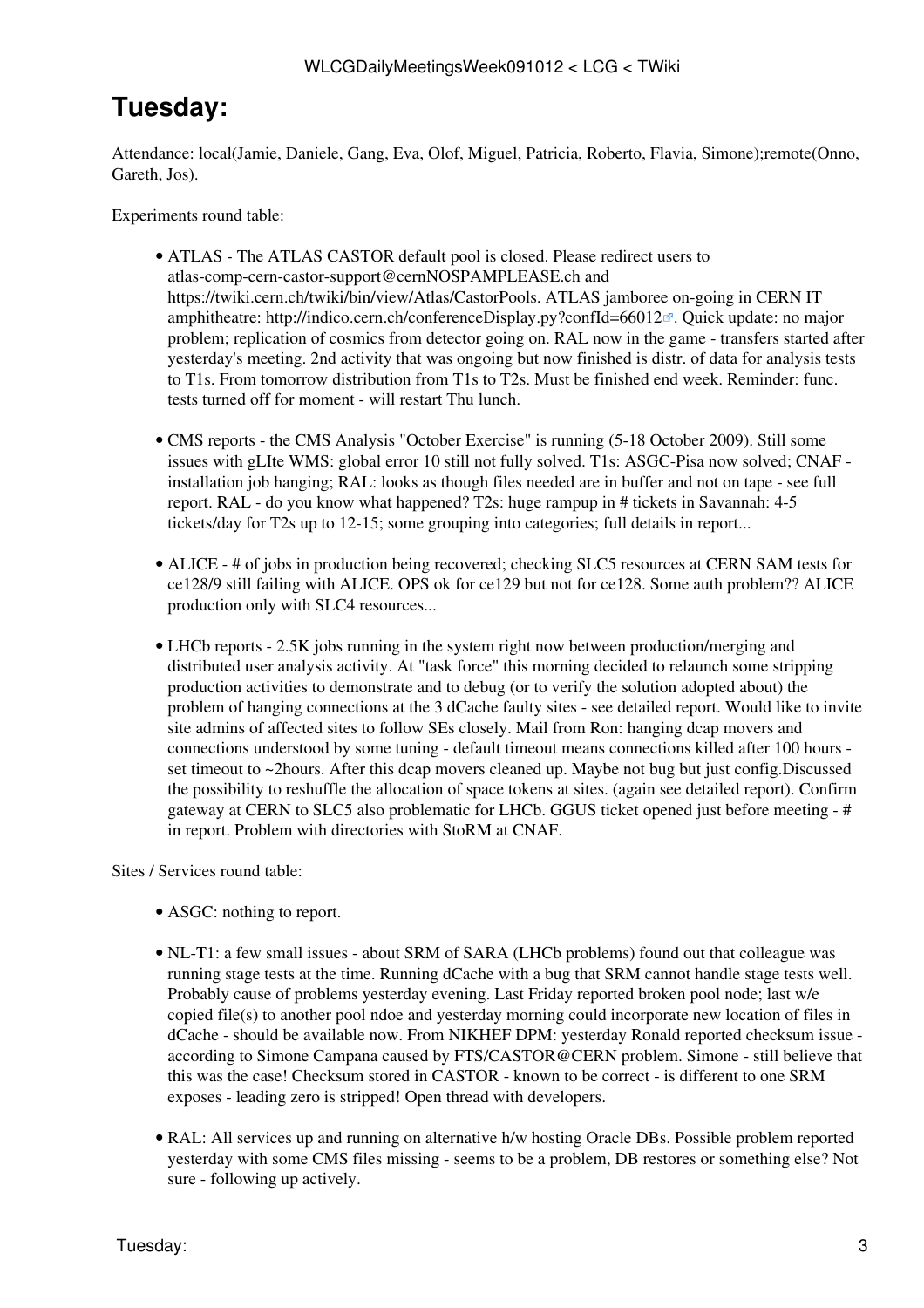# Tuesday:

Attendance: local(Jamie, Daniele, Gang, Eva, Olof, Miguel, Patricia, Roberto, Flavia, Simone);remote(Onno, Gareth, Jos).

Experiments round table:

- ATLAS - The ATLAS CASTOR default pool is closed. Please redirect users to atlas-comp-cern-castor-support@cernNOSPAMPLEASE.ch and https://twiki.cern.ch/twiki/bin/view/Atlas/CastorPools. ATLAS jamboree on-going in CERN IT amphitheatre: http://indico.cern.ch/conferenceDisplay.py?confId=66012. Quick update: no major problem; replication of cosmics from detector going on. RAL now in the game - transfers started after yesterday's meeting. 2nd activity that was ongoing but now finished is distr. of data for analysis tests to T1s. From tomorrow distribution from T1s to T2s. Must be finished end week. Reminder: func. tests turned off for moment - will restart Thu lunch.

- CMS reports - the CMS Analysis "October Exercise" is running (5-18 October 2009). Still some issues with gLIte WMS: global error 10 still not fully solved. T1s: ASGC-Pisa now solved; CNAF - installation job hanging; RAL: looks as though files needed are in buffer and not on tape - see full report. RAL - do you know what happened? T2s: huge rampup in # tickets in Savannah: 4-5 tickets/day for T2s up to 12-15; some grouping into categories; full details in report...

- ALICE - # of jobs in production being recovered; checking SLC5 resources at CERN SAM tests for ce128/9 still failing with ALICE. OPS ok for ce129 but not for ce128. Some auth problem?? ALICE production only with SLC4 resources...

- LHCb reports - 2.5K jobs running in the system right now between production/merging and distributed user analysis activity. At "task force" this morning decided to relaunch some stripping production activities to demonstrate and to debug (or to verify the solution adopted about) the problem of hanging connections at the 3 dCache faulty sites - see detailed report. Would like to invite site admins of affected sites to follow SEs closely. Mail from Ron: hanging dcap movers and connections understood by some tuning - default timeout means connections killed after 100 hours - set timeout to ~2hours. After this dcap movers cleaned up. Maybe not bug but just config.Discussed the possibility to reshuffle the allocation of space tokens at sites. (again see detailed report). Confirm gateway at CERN to SLC5 also problematic for LHCb. GGUS ticket opened just before meeting - # in report. Problem with directories with StoRM at CNAF.

Sites / Services round table:

- ASGC: nothing to report.

- NL-T1: a few small issues - about SRM of SARA (LHCb problems) found out that colleague was running stage tests at the time. Running dCache with a bug that SRM cannot handle stage tests well. Probably cause of problems yesterday evening. Last Friday reported broken pool node; last w/e copied file(s) to another pool ndoe and yesterday morning could incorporate new location of files in dCache - should be available now. From NIKHEF DPM: yesterday Ronald reported checksum issue - according to Simone Campana caused by FTS/CASTOR@CERN problem. Simone - still believe that this was the case! Checksum stored in CASTOR - known to be correct - is different to one SRM exposes - leading zero is stripped! Open thread with developers.

- RAL: All services up and running on alternative h/w hosting Oracle DBs. Possible problem reported yesterday with some CMS files missing - seems to be a problem, DB restores or something else? Not sure - following up actively.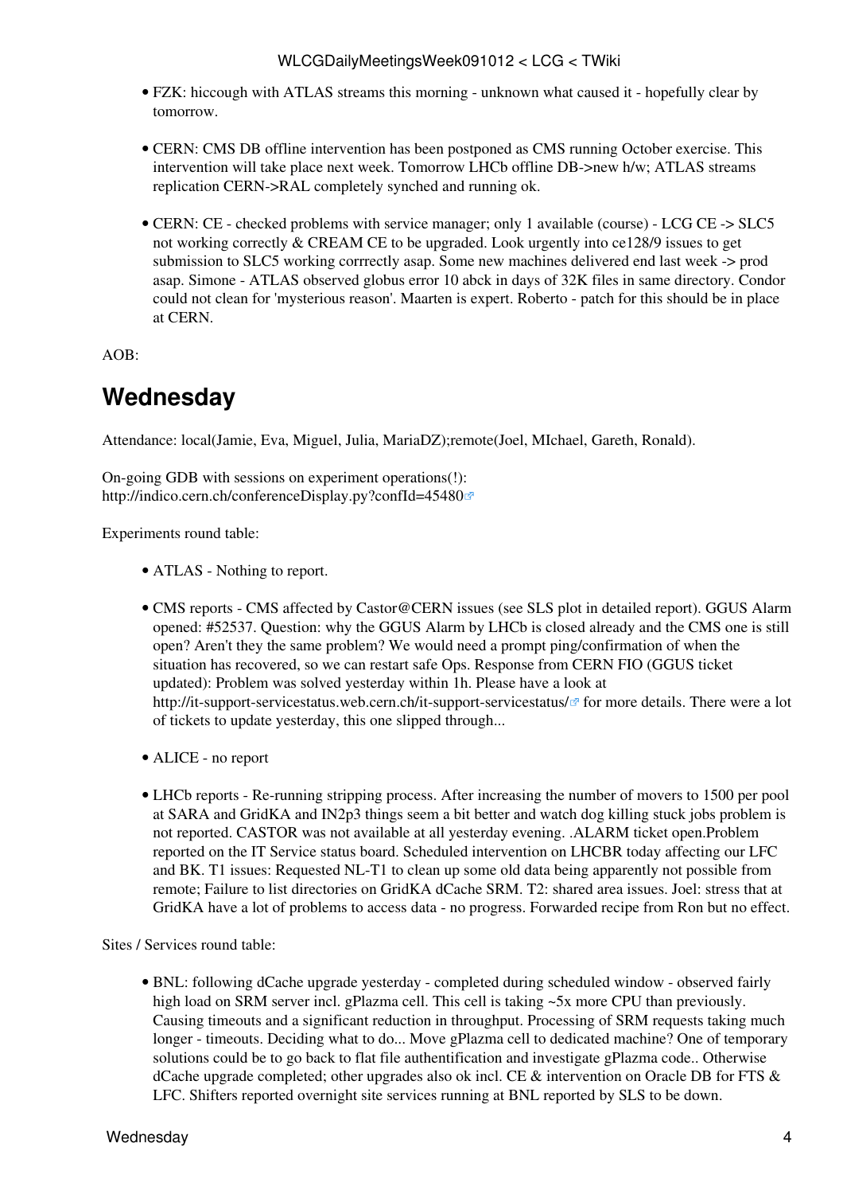- FZK: hiccough with ATLAS streams this morning - unknown what caused it - hopefully clear by tomorrow.

- CERN: CMS DB offline intervention has been postponed as CMS running October exercise. This intervention will take place next week. Tomorrow LHCb offline DB->new h/w; ATLAS streams replication CERN->RAL completely synched and running ok.

- CERN: CE - checked problems with service manager; only 1 available (course) - LCG CE -> SLC5 not working correctly & CREAM CE to be upgraded. Look urgently into ce128/9 issues to get submission to SLC5 working corrrectly asap. Some new machines delivered end last week -> prod asap. Simone - ATLAS observed globus error 10 abck in days of 32K files in same directory. Condor could not clean for 'mysterious reason'. Maarten is expert. Roberto - patch for this should be in place at CERN.

AOB:

# Wednesday

Attendance: local(Jamie, Eva, Miguel, Julia, MariaDZ);remote(Joel, MIchael, Gareth, Ronald).

On-going GDB with sessions on experiment operations(!): http://indico.cern.ch/conferenceDisplay.py?confId=45480

Experiments round table:

- ATLAS - Nothing to report.

- CMS reports - CMS affected by Castor@CERN issues (see SLS plot in detailed report). GGUS Alarm opened: #52537. Question: why the GGUS Alarm by LHCb is closed already and the CMS one is still open? Aren't they the same problem? We would need a prompt ping/confirmation of when the situation has recovered, so we can restart safe Ops. Response from CERN FIO (GGUS ticket updated): Problem was solved yesterday within 1h. Please have a look at http://it-support-servicestatus.web.cern.ch/it-support-servicestatus/ for more details. There were a lot of tickets to update yesterday, this one slipped through...

- ALICE - no report

- LHCb reports - Re-running stripping process. After increasing the number of movers to 1500 per pool at SARA and GridKA and IN2p3 things seem a bit better and watch dog killing stuck jobs problem is not reported. CASTOR was not available at all yesterday evening. .ALARM ticket open.Problem reported on the IT Service status board. Scheduled intervention on LHCBR today affecting our LFC and BK. T1 issues: Requested NL-T1 to clean up some old data being apparently not possible from remote; Failure to list directories on GridKA dCache SRM. T2: shared area issues. Joel: stress that at GridKA have a lot of problems to access data - no progress. Forwarded recipe from Ron but no effect.

Sites / Services round table:

- BNL: following dCache upgrade yesterday - completed during scheduled window - observed fairly high load on SRM server incl. gPlazma cell. This cell is taking ~5x more CPU than previously. Causing timeouts and a significant reduction in throughput. Processing of SRM requests taking much longer - timeouts. Deciding what to do... Move gPlazma cell to dedicated machine? One of temporary solutions could be to go back to flat file authentification and investigate gPlazma code.. Otherwise dCache upgrade completed; other upgrades also ok incl. CE & intervention on Oracle DB for FTS & LFC. Shifters reported overnight site services running at BNL reported by SLS to be down.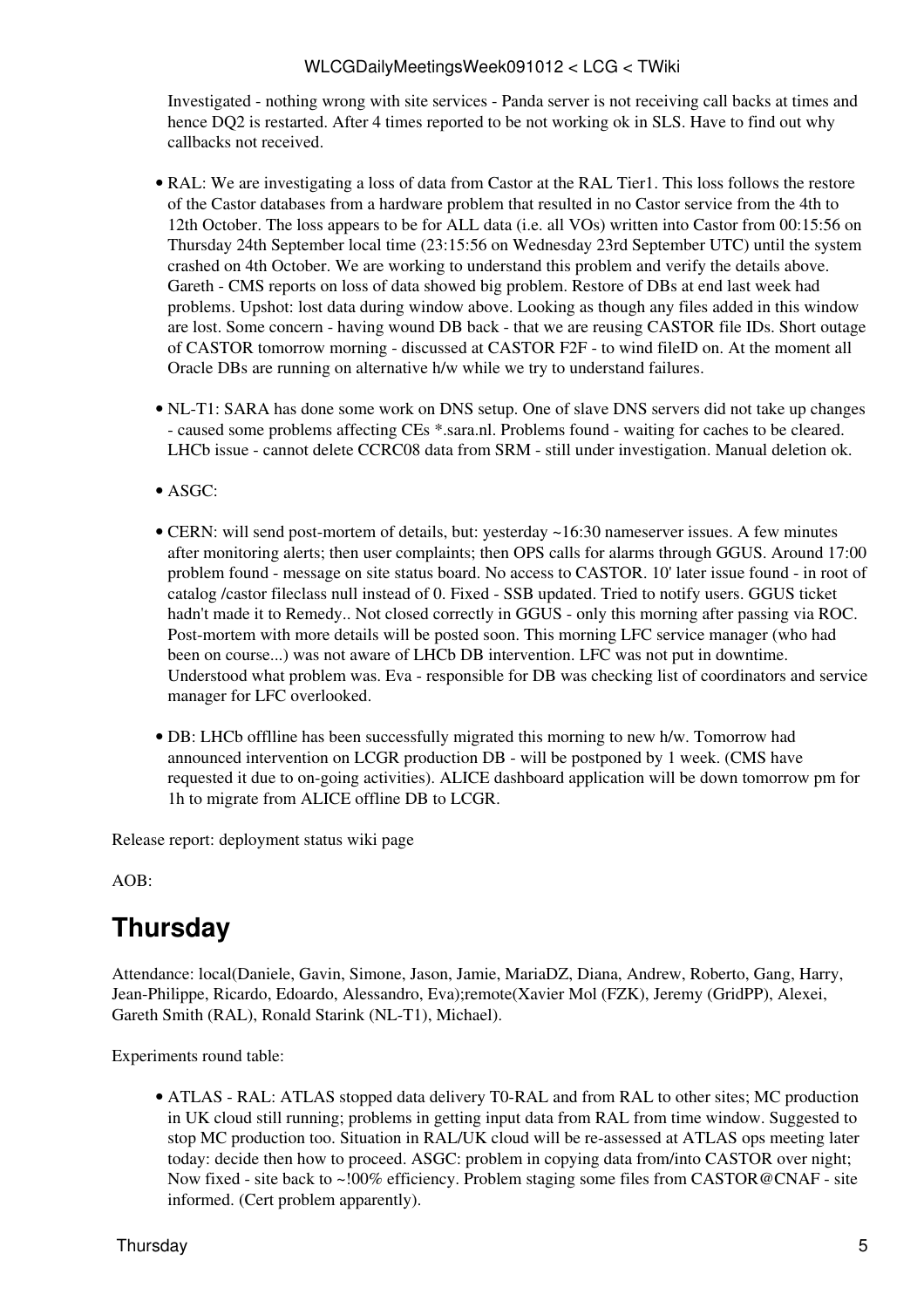Investigated - nothing wrong with site services - Panda server is not receiving call backs at times and hence DQ2 is restarted. After 4 times reported to be not working ok in SLS. Have to find out why callbacks not received.

- RAL: We are investigating a loss of data from Castor at the RAL Tier1. This loss follows the restore of the Castor databases from a hardware problem that resulted in no Castor service from the 4th to 12th October. The loss appears to be for ALL data (i.e. all VOs) written into Castor from 00:15:56 on Thursday 24th September local time (23:15:56 on Wednesday 23rd September UTC) until the system crashed on 4th October. We are working to understand this problem and verify the details above. Gareth - CMS reports on loss of data showed big problem. Restore of DBs at end last week had problems. Upshot: lost data during window above. Looking as though any files added in this window are lost. Some concern - having wound DB back - that we are reusing CASTOR file IDs. Short outage of CASTOR tomorrow morning - discussed at CASTOR F2F - to wind fileID on. At the moment all Oracle DBs are running on alternative h/w while we try to understand failures.

- NL-T1: SARA has done some work on DNS setup. One of slave DNS servers did not take up changes - caused some problems affecting CEs *.sara.nl. Problems found - waiting for caches to be cleared. LHCb issue - cannot delete CCRC08 data from SRM - still under investigation. Manual deletion ok.

- ASGC:

- CERN: will send post-mortem of details, but: yesterday ~16:30 nameserver issues. A few minutes after monitoring alerts; then user complaints; then OPS calls for alarms through GGUS. Around 17:00 problem found - message on site status board. No access to CASTOR. 10' later issue found - in root of catalog /castor fileclass null instead of 0. Fixed - SSB updated. Tried to notify users. GGUS ticket hadn't made it to Remedy.. Not closed correctly in GGUS - only this morning after passing via ROC. Post-mortem with more details will be posted soon. This morning LFC service manager (who had been on course...) was not aware of LHCb DB intervention. LFC was not put in downtime. Understood what problem was. Eva - responsible for DB was checking list of coordinators and service manager for LFC overlooked.

- DB: LHCb offline has been successfully migrated this morning to new h/w. Tomorrow had announced intervention on LCGR production DB - will be postponed by 1 week. (CMS have requested it due to on-going activities). ALICE dashboard application will be down tomorrow pm for 1h to migrate from ALICE offline DB to LCGR.

Release report: deployment status wiki page

AOB:

## Thursday

Attendance: local(Daniele, Gavin, Simone, Jason, Jamie, MariaDZ, Diana, Andrew, Roberto, Gang, Harry, Jean-Philippe, Ricardo, Edoardo, Alessandro, Eva);remote(Xavier Mol (FZK), Jeremy (GridPP), Alexei, Gareth Smith (RAL), Ronald Starink (NL-T1), Michael).

Experiments round table:

- ATLAS - RAL: ATLAS stopped data delivery T0-RAL and from RAL to other sites; MC production in UK cloud still running; problems in getting input data from RAL from time window. Suggested to stop MC production too. Situation in RAL/UK cloud will be re-assessed at ATLAS ops meeting later today: decide then how to proceed. ASGC: problem in copying data from/into CASTOR over night; Now fixed - site back to ~!00% efficiency. Problem staging some files from CASTOR@CNAF - site informed. (Cert problem apparently).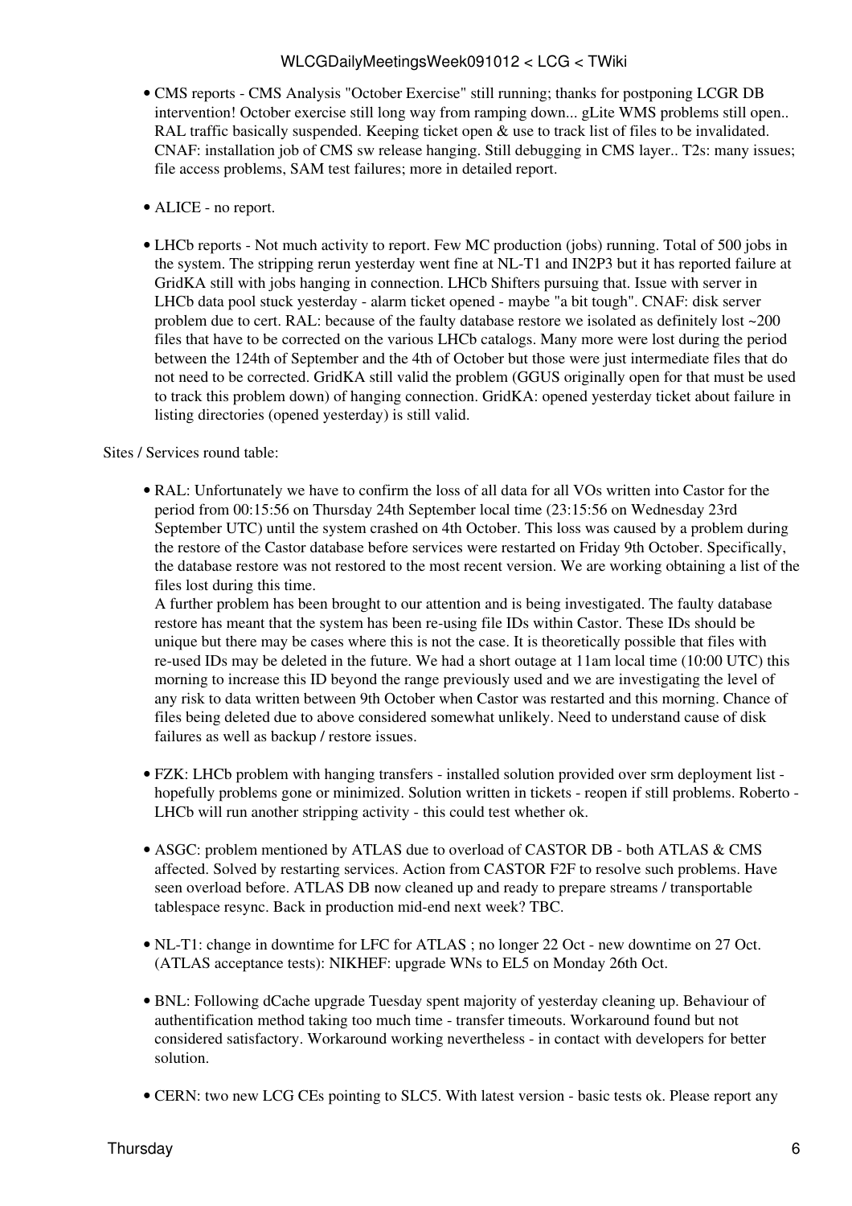- CMS reports - CMS Analysis "October Exercise" still running; thanks for postponing LCGR DB intervention! October exercise still long way from ramping down... gLite WMS problems still open.. RAL traffic basically suspended. Keeping ticket open & use to track list of files to be invalidated. CNAF: installation job of CMS sw release hanging. Still debugging in CMS layer.. T2s: many issues; file access problems, SAM test failures; more in detailed report.

- ALICE - no report.

- LHCb reports - Not much activity to report. Few MC production (jobs) running. Total of 500 jobs in the system. The stripping rerun yesterday went fine at NL-T1 and IN2P3 but it has reported failure at GridKA still with jobs hanging in connection. LHCb Shifters pursuing that. Issue with server in LHCb data pool stuck yesterday - alarm ticket opened - maybe "a bit tough". CNAF: disk server problem due to cert. RAL: because of the faulty database restore we isolated as definitely lost ~200 files that have to be corrected on the various LHCb catalogs. Many more were lost during the period between the 124th of September and the 4th of October but those were just intermediate files that do not need to be corrected. GridKA still valid the problem (GGUS originally open for that must be used to track this problem down) of hanging connection. GridKA: opened yesterday ticket about failure in listing directories (opened yesterday) is still valid.

Sites / Services round table:

- RAL: Unfortunately we have to confirm the loss of all data for all VOs written into Castor for the period from 00:15:56 on Thursday 24th September local time (23:15:56 on Wednesday 23rd September UTC) until the system crashed on 4th October. This loss was caused by a problem during the restore of the Castor database before services were restarted on Friday 9th October. Specifically, the database restore was not restored to the most recent version. We are working obtaining a list of the files lost during this time.
  A further problem has been brought to our attention and is being investigated. The faulty database restore has meant that the system has been re-using file IDs within Castor. These IDs should be unique but there may be cases where this is not the case. It is theoretically possible that files with re-used IDs may be deleted in the future. We had a short outage at 11am local time (10:00 UTC) this morning to increase this ID beyond the range previously used and we are investigating the level of any risk to data written between 9th October when Castor was restarted and this morning. Chance of files being deleted due to above considered somewhat unlikely. Need to understand cause of disk failures as well as backup / restore issues.

- FZK: LHCb problem with hanging transfers - installed solution provided over srm deployment list - hopefully problems gone or minimized. Solution written in tickets - reopen if still problems. Roberto - LHCb will run another stripping activity - this could test whether ok.

- ASGC: problem mentioned by ATLAS due to overload of CASTOR DB - both ATLAS & CMS affected. Solved by restarting services. Action from CASTOR F2F to resolve such problems. Have seen overload before. ATLAS DB now cleaned up and ready to prepare streams / transportable tablespace resync. Back in production mid-end next week? TBC.

- NL-T1: change in downtime for LFC for ATLAS ; no longer 22 Oct - new downtime on 27 Oct. (ATLAS acceptance tests): NIKHEF: upgrade WNs to EL5 on Monday 26th Oct.

- BNL: Following dCache upgrade Tuesday spent majority of yesterday cleaning up. Behaviour of authentification method taking too much time - transfer timeouts. Workaround found but not considered satisfactory. Workaround working nevertheless - in contact with developers for better solution.

- CERN: two new LCG CEs pointing to SLC5. With latest version - basic tests ok. Please report any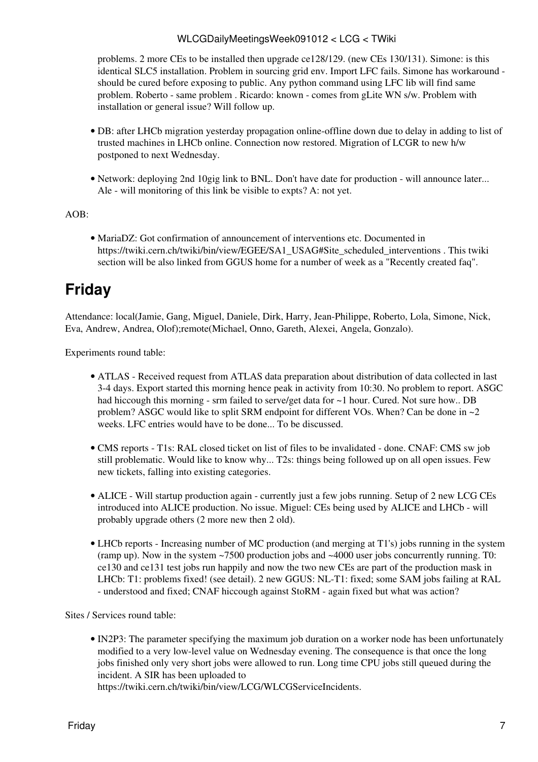problems. 2 more CEs to be installed then upgrade ce128/129. (new CEs 130/131). Simone: is this identical SLC5 installation. Problem in sourcing grid env. Import LFC fails. Simone has workaround - should be cured before exposing to public. Any python command using LFC lib will find same problem. Roberto - same problem . Ricardo: known - comes from gLite WN s/w. Problem with installation or general issue? Will follow up.

- DB: after LHCb migration yesterday propagation online-offline down due to delay in adding to list of trusted machines in LHCb online. Connection now restored. Migration of LCGR to new h/w postponed to next Wednesday.

- Network: deploying 2nd 10gig link to BNL. Don't have date for production - will announce later... Ale - will monitoring of this link be visible to expts? A: not yet.

AOB:

- MariaDZ: Got confirmation of announcement of interventions etc. Documented in https://twiki.cern.ch/twiki/bin/view/EGEE/SA1_USAG#Site_scheduled_interventions . This twiki section will be also linked from GGUS home for a number of week as a "Recently created faq".

# Friday

Attendance: local(Jamie, Gang, Miguel, Daniele, Dirk, Harry, Jean-Philippe, Roberto, Lola, Simone, Nick, Eva, Andrew, Andrea, Olof);remote(Michael, Onno, Gareth, Alexei, Angela, Gonzalo).

Experiments round table:

- ATLAS - Received request from ATLAS data preparation about distribution of data collected in last 3-4 days. Export started this morning hence peak in activity from 10:30. No problem to report. ASGC had hiccough this morning - srm failed to serve/get data for ~1 hour. Cured. Not sure how.. DB problem? ASGC would like to split SRM endpoint for different VOs. When? Can be done in ~2 weeks. LFC entries would have to be done... To be discussed.

- CMS reports - T1s: RAL closed ticket on list of files to be invalidated - done. CNAF: CMS sw job still problematic. Would like to know why... T2s: things being followed up on all open issues. Few new tickets, falling into existing categories.

- ALICE - Will startup production again - currently just a few jobs running. Setup of 2 new LCG CEs introduced into ALICE production. No issue. Miguel: CEs being used by ALICE and LHCb - will probably upgrade others (2 more new then 2 old).

- LHCb reports - Increasing number of MC production (and merging at T1's) jobs running in the system (ramp up). Now in the system ~7500 production jobs and ~4000 user jobs concurrently running. T0: ce130 and ce131 test jobs run happily and now the two new CEs are part of the production mask in LHCb: T1: problems fixed! (see detail). 2 new GGUS: NL-T1: fixed; some SAM jobs failing at RAL - understood and fixed; CNAF hiccough against StoRM - again fixed but what was action?

Sites / Services round table:

- IN2P3: The parameter specifying the maximum job duration on a worker node has been unfortunately modified to a very low-level value on Wednesday evening. The consequence is that once the long jobs finished only very short jobs were allowed to run. Long time CPU jobs still queued during the incident. A SIR has been uploaded to https://twiki.cern.ch/twiki/bin/view/LCG/WLCGServiceIncidents.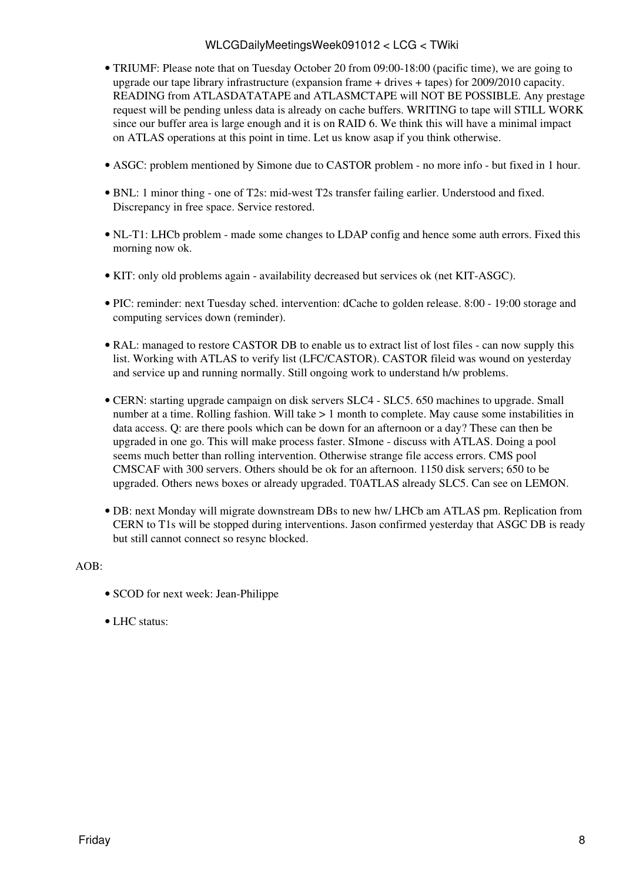- TRIUMF: Please note that on Tuesday October 20 from 09:00-18:00 (pacific time), we are going to upgrade our tape library infrastructure (expansion frame + drives + tapes) for 2009/2010 capacity. READING from ATLASDATATAPE and ATLASMCTAPE will NOT BE POSSIBLE. Any prestage request will be pending unless data is already on cache buffers. WRITING to tape will STILL WORK since our buffer area is large enough and it is on RAID 6. We think this will have a minimal impact on ATLAS operations at this point in time. Let us know asap if you think otherwise.

- ASGC: problem mentioned by Simone due to CASTOR problem - no more info - but fixed in 1 hour.

- BNL: 1 minor thing - one of T2s: mid-west T2s transfer failing earlier. Understood and fixed. Discrepancy in free space. Service restored.

- NL-T1: LHCb problem - made some changes to LDAP config and hence some auth errors. Fixed this morning now ok.

- KIT: only old problems again - availability decreased but services ok (net KIT-ASGC).

- PIC: reminder: next Tuesday sched. intervention: dCache to golden release. 8:00 - 19:00 storage and computing services down (reminder).

- RAL: managed to restore CASTOR DB to enable us to extract list of lost files - can now supply this list. Working with ATLAS to verify list (LFC/CASTOR). CASTOR fileid was wound on yesterday and service up and running normally. Still ongoing work to understand h/w problems.

- CERN: starting upgrade campaign on disk servers SLC4 - SLC5. 650 machines to upgrade. Small number at a time. Rolling fashion. Will take > 1 month to complete. May cause some instabilities in data access. Q: are there pools which can be down for an afternoon or a day? These can then be upgraded in one go. This will make process faster. SImone - discuss with ATLAS. Doing a pool seems much better than rolling intervention. Otherwise strange file access errors. CMS pool CMSCAF with 300 servers. Others should be ok for an afternoon. 1150 disk servers; 650 to be upgraded. Others news boxes or already upgraded. T0ATLAS already SLC5. Can see on LEMON.

- DB: next Monday will migrate downstream DBs to new hw/ LHCb am ATLAS pm. Replication from CERN to T1s will be stopped during interventions. Jason confirmed yesterday that ASGC DB is ready but still cannot connect so resync blocked.

AOB:

- SCOD for next week: Jean-Philippe

- LHC status: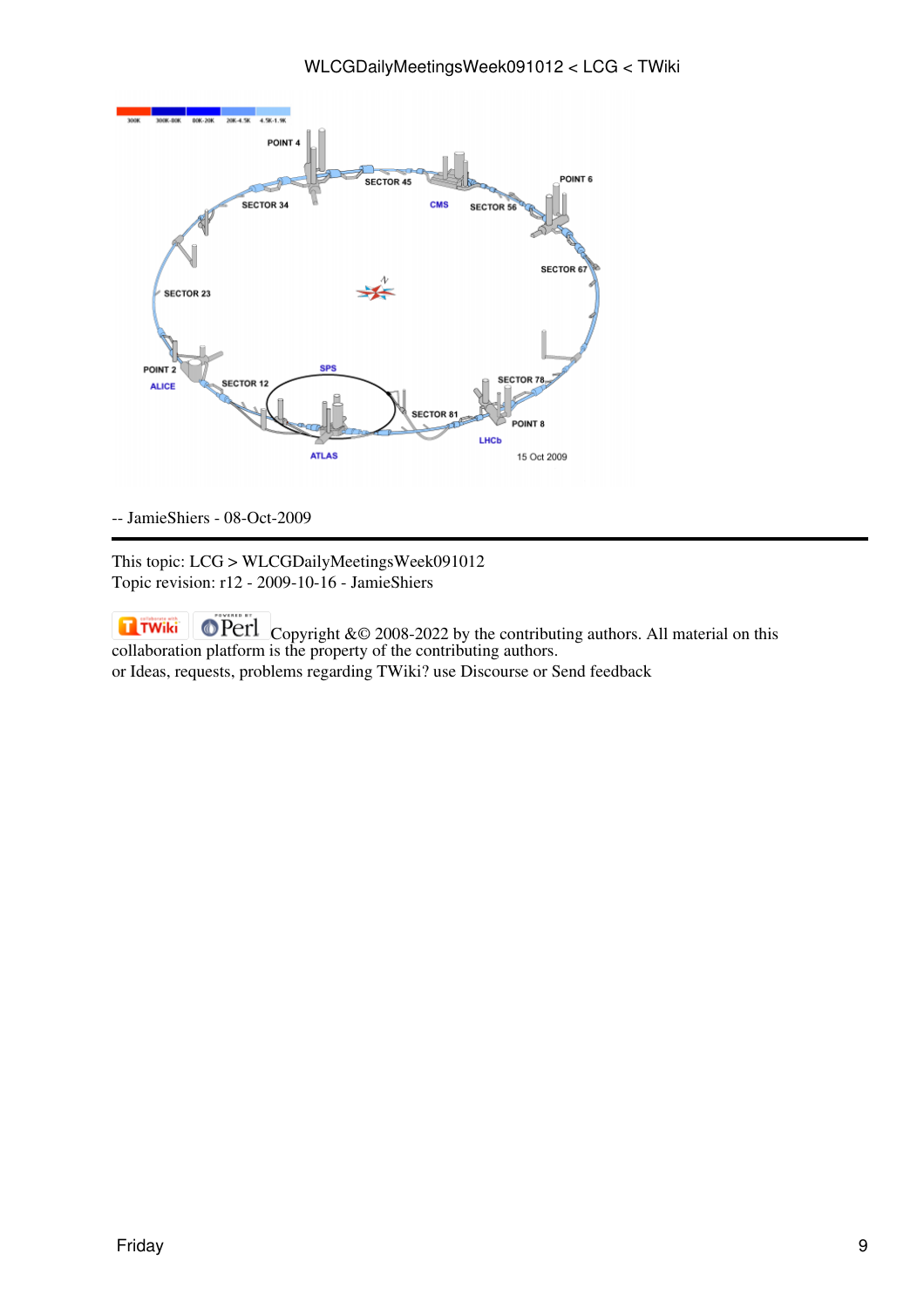300K 300K-80K 80K-20K 20K-4.5K 4.5K-1.9K

POINT 4

SECTOR 45

SECTOR 34

CMS

SECTOR 56

POINT 6

SECTOR 67

SECTOR 23

POINT 2

ALICE

SECTOR 12

SPS

SECTOR 78

SECTOR 81

POINT 8

LHCb

ATLAS

15 Oct 2009

-- JamieShiers - 08-Oct-2009

---

This topic: LCG > WLCGDailyMeetingsWeek091012
Topic revision: r12 - 2009-10-16 - JamieShiers

Copyright &© 2008-2022 by the contributing authors. All material on this collaboration platform is the property of the contributing authors.
or Ideas, requests, problems regarding TWiki? use Discourse or Send feedback